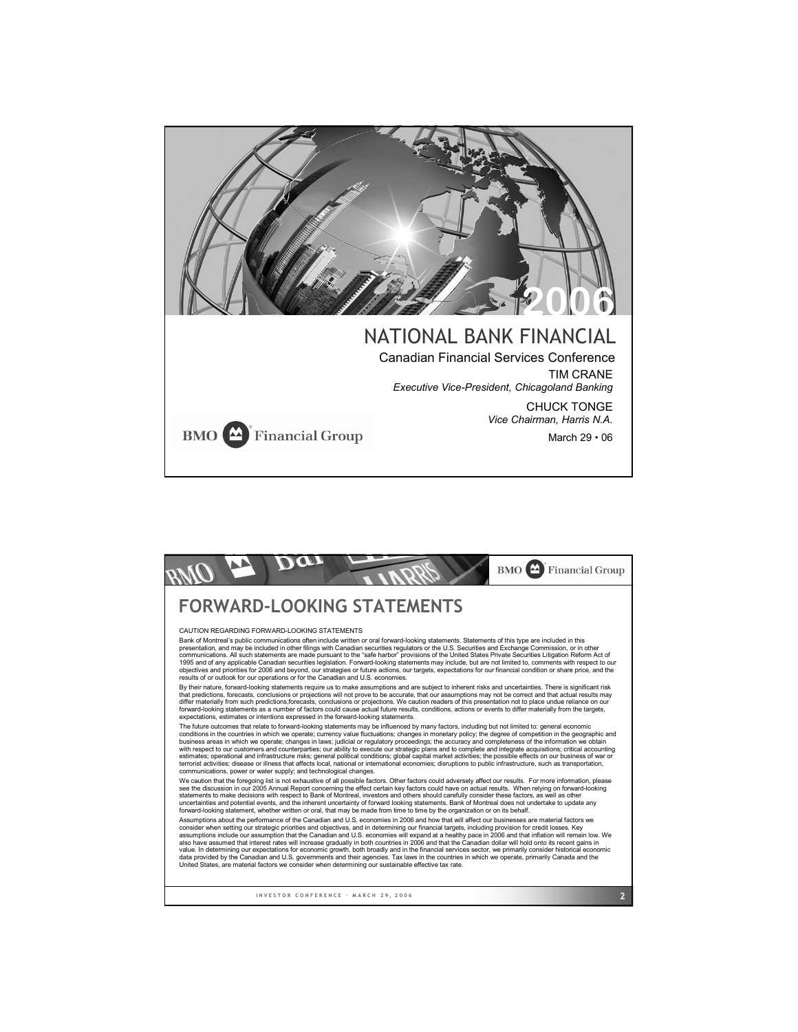# 2006

# NATIONAL BANK FINANCIAL

Canadian Financial Services Conference

TIM CRANE
*Executive Vice-President, Chicagoland Banking*

CHUCK TONGE
*Vice Chairman, Harris N.A.*

March 29 • 06

BMO Financial Group

---

# FORWARD-LOOKING STATEMENTS

CAUTION REGARDING FORWARD-LOOKING STATEMENTS

Bank of Montreal's public communications often include written or oral forward-looking statements. Statements of this type are included in this presentation, and may be included in other filings with Canadian securities regulators or the U.S. Securities and Exchange Commission, or in other communications. All such statements are made pursuant to the "safe harbor" provisions of the United States Private Securities Litigation Reform Act of 1995 and of any applicable Canadian securities legislation. Forward-looking statements may include, but are not limited to, comments with respect to our objectives and priorities for 2006 and beyond, our strategies or future actions, our targets, expectations for our financial condition or share price, and the results of or outlook for our operations or for the Canadian and U.S. economies.

By their nature, forward-looking statements require us to make assumptions and are subject to inherent risks and uncertainties. There is significant risk that predictions, forecasts, conclusions or projections will not prove to be accurate, that our assumptions may not be correct and that actual results may differ materially from such predictions,forecasts, conclusions or projections. We caution readers of this presentation not to place undue reliance on our forward-looking statements as a number of factors could cause actual future results, conditions, actions or events to differ materially from the targets, expectations, estimates or intentions expressed in the forward-looking statements.

The future outcomes that relate to forward-looking statements may be influenced by many factors, including but not limited to: general economic conditions in the countries in which we operate; currency value fluctuations; changes in monetary policy; the degree of competition in the geographic and business areas in which we operate; changes in laws; judicial or regulatory proceedings; the accuracy and completeness of the information we obtain with respect to our customers and counterparties; our ability to execute our strategic plans and to complete and integrate acquisitions; critical accounting estimates; operational and infrastructure risks; general political conditions; global capital market activities; the possible effects on our business of war or terrorist activities; disease or illness that affects local, national or international economies; disruptions to public infrastructure, such as transportation, communications, power or water supply; and technological changes.

We caution that the foregoing list is not exhaustive of all possible factors. Other factors could adversely affect our results. For more information, please see the discussion in our 2005 Annual Report concerning the effect certain key factors could have on actual results. When relying on forward-looking statements to make decisions with respect to Bank of Montreal, investors and others should carefully consider these factors, as well as other uncertainties and potential events, and the inherent uncertainty of forward looking statements. Bank of Montreal does not undertake to update any forward-looking statement, whether written or oral, that may be made from time to time by the organization or on its behalf.

Assumptions about the performance of the Canadian and U.S. economies in 2006 and how that will affect our businesses are material factors we consider when setting our strategic priorities and objectives, and in determining our financial targets, including provision for credit losses. Key assumptions include our assumption that the Canadian and U.S. economies will expand at a healthy pace in 2006 and that inflation will remain low. We also have assumed that interest rates will increase gradually in both countries in 2006 and that the Canadian dollar will hold onto its recent gains in value. In determining our expectations for economic growth, both broadly and in the financial services sector, we primarily consider historical economic data provided by the Canadian and U.S. governments and their agencies. Tax laws in the countries in which we operate, primarily Canada and the United States, are material factors we consider when determining our sustainable effective tax rate.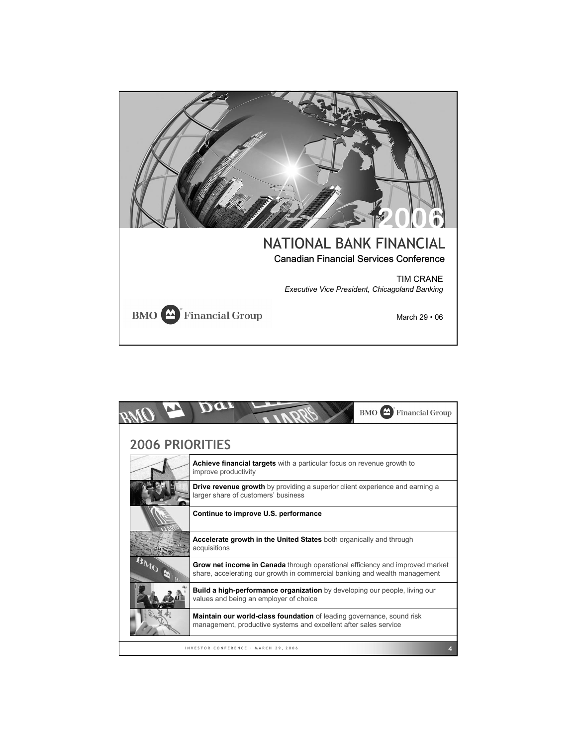# 2006

## NATIONAL BANK FINANCIAL

### Canadian Financial Services Conference

TIM CRANE
*Executive Vice President, Chicagoland Banking*

BMO Financial Group

March 29 • 06

---

BMO Financial Group

## 2006 PRIORITIES

- **Achieve financial targets** with a particular focus on revenue growth to improve productivity
- **Drive revenue growth** by providing a superior client experience and earning a larger share of customers' business
- **Continue to improve U.S. performance**
- **Accelerate growth in the United States** both organically and through acquisitions
- **Grow net income in Canada** through operational efficiency and improved market share, accelerating our growth in commercial banking and wealth management
- **Build a high-performance organization** by developing our people, living our values and being an employer of choice
- **Maintain our world-class foundation** of leading governance, sound risk management, productive systems and excellent after sales service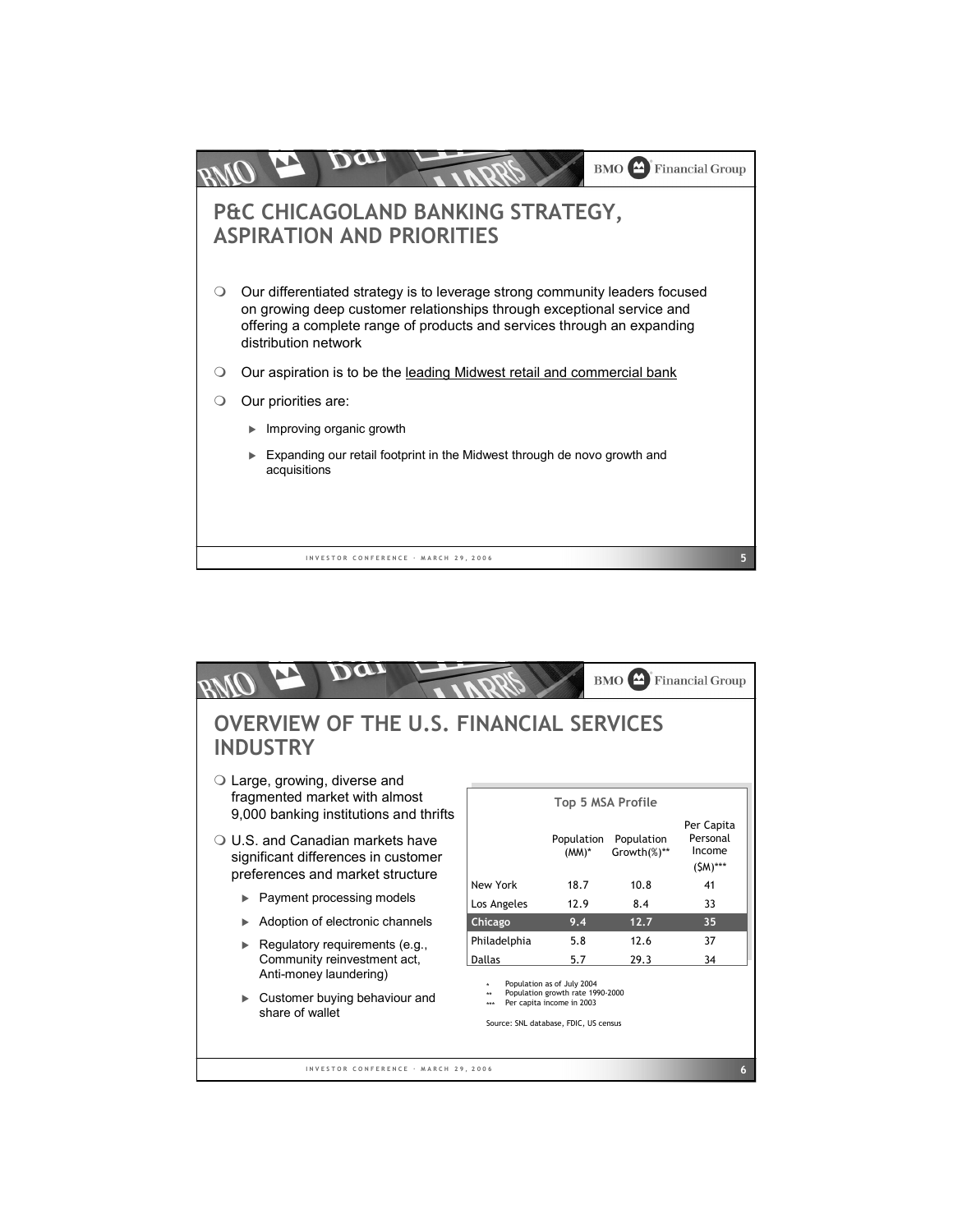## P&C CHICAGOLAND BANKING STRATEGY, ASPIRATION AND PRIORITIES

- Our differentiated strategy is to leverage strong community leaders focused on growing deep customer relationships through exceptional service and offering a complete range of products and services through an expanding distribution network
- Our aspiration is to be the leading Midwest retail and commercial bank
- Our priorities are:
  - Improving organic growth
  - Expanding our retail footprint in the Midwest through de novo growth and acquisitions

## OVERVIEW OF THE U.S. FINANCIAL SERVICES INDUSTRY

- Large, growing, diverse and fragmented market with almost 9,000 banking institutions and thrifts
- U.S. and Canadian markets have significant differences in customer preferences and market structure
  - Payment processing models
  - Adoption of electronic channels
  - Regulatory requirements (e.g., Community reinvestment act, Anti-money laundering)
  - Customer buying behaviour and share of wallet

**Top 5 MSA Profile**

| | Population (MM)* | Population Growth(%)** | Per Capita Personal Income ($M)*** |
|---|---|---|---|
| New York | 18.7 | 10.8 | 41 |
| Los Angeles | 12.9 | 8.4 | 33 |
| **Chicago** | **9.4** | **12.7** | **35** |
| Philadelphia | 5.8 | 12.6 | 37 |
| Dallas | 5.7 | 29.3 | 34 |

\* Population as of July 2004
\*\* Population growth rate 1990-2000
\*\*\* Per capita income in 2003

Source: SNL database, FDIC, US census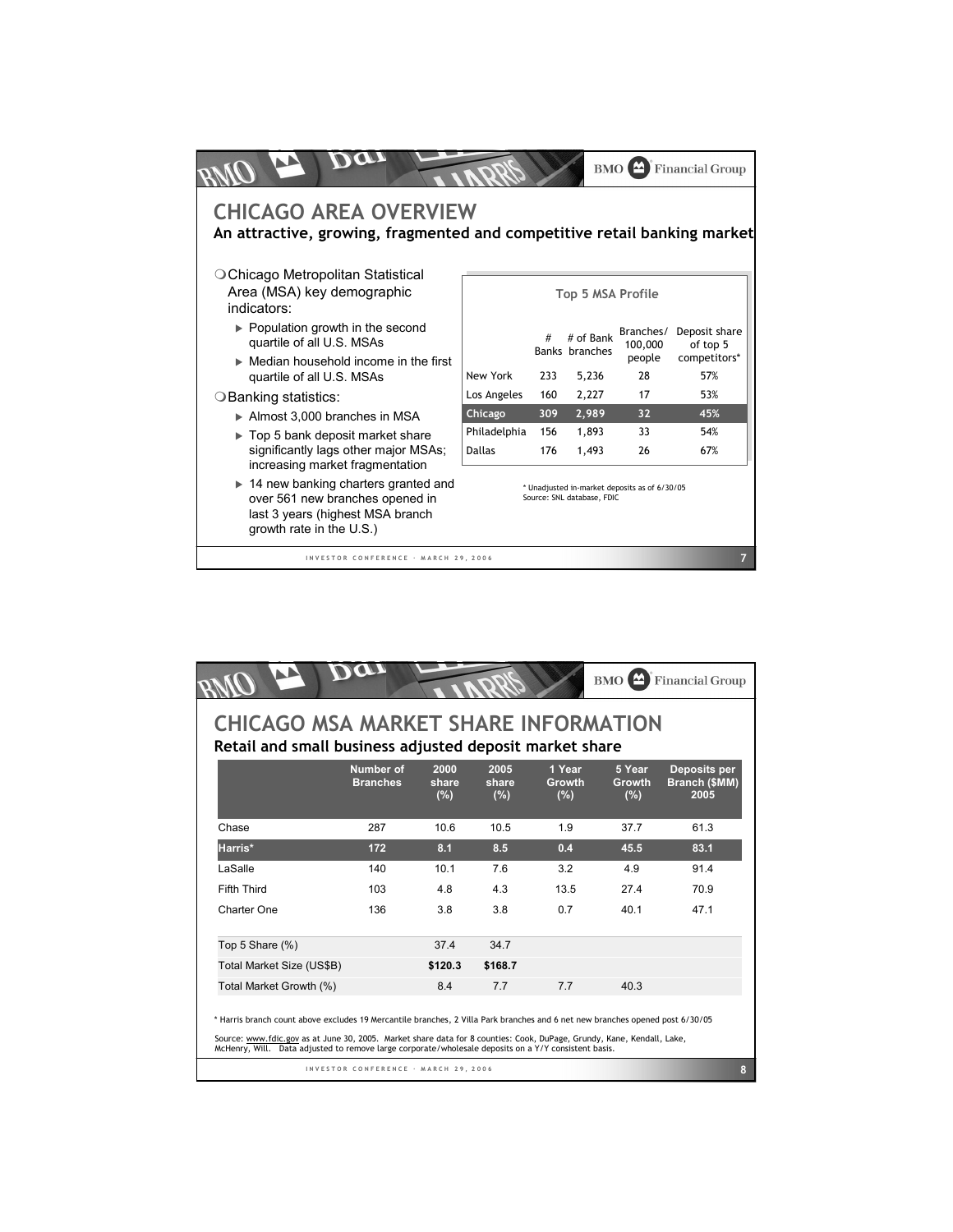# CHICAGO AREA OVERVIEW

## An attractive, growing, fragmented and competitive retail banking market

- Chicago Metropolitan Statistical Area (MSA) key demographic indicators:
  - Population growth in the second quartile of all U.S. MSAs
  - Median household income in the first quartile of all U.S. MSAs
- Banking statistics:
  - Almost 3,000 branches in MSA
  - Top 5 bank deposit market share significantly lags other major MSAs; increasing market fragmentation
  - 14 new banking charters granted and over 561 new branches opened in last 3 years (highest MSA branch growth rate in the U.S.)

**Top 5 MSA Profile**

| | # Banks | # of Bank branches | Branches/ 100,000 people | Deposit share of top 5 competitors* |
|---|---|---|---|---|
| New York | 233 | 5,236 | 28 | 57% |
| Los Angeles | 160 | 2,227 | 17 | 53% |
| **Chicago** | **309** | **2,989** | **32** | **45%** |
| Philadelphia | 156 | 1,893 | 33 | 54% |
| Dallas | 176 | 1,493 | 26 | 67% |

* Unadjusted in-market deposits as of 6/30/05
Source: SNL database, FDIC

# CHICAGO MSA MARKET SHARE INFORMATION

## Retail and small business adjusted deposit market share

| | Number of Branches | 2000 share (%) | 2005 share (%) | 1 Year Growth (%) | 5 Year Growth (%) | Deposits per Branch ($MM) 2005 |
|---|---|---|---|---|---|---|
| Chase | 287 | 10.6 | 10.5 | 1.9 | 37.7 | 61.3 |
| **Harris*** | **172** | **8.1** | **8.5** | **0.4** | **45.5** | **83.1** |
| LaSalle | 140 | 10.1 | 7.6 | 3.2 | 4.9 | 91.4 |
| Fifth Third | 103 | 4.8 | 4.3 | 13.5 | 27.4 | 70.9 |
| Charter One | 136 | 3.8 | 3.8 | 0.7 | 40.1 | 47.1 |
| Top 5 Share (%) | | 37.4 | 34.7 | | | |
| Total Market Size (US$B) | | **$120.3** | **$168.7** | | | |
| Total Market Growth (%) | | 8.4 | 7.7 | 7.7 | 40.3 | |

* Harris branch count above excludes 19 Mercantile branches, 2 Villa Park branches and 6 net new branches opened post 6/30/05

Source: www.fdic.gov as at June 30, 2005. Market share data for 8 counties: Cook, DuPage, Grundy, Kane, Kendall, Lake, McHenry, Will. Data adjusted to remove large corporate/wholesale deposits on a Y/Y consistent basis.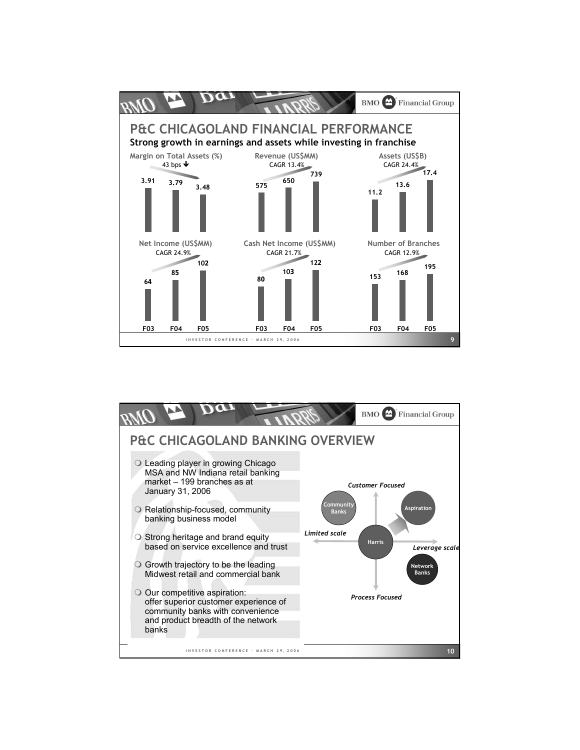## P&C CHICAGOLAND FINANCIAL PERFORMANCE

**Strong growth in earnings and assets while investing in franchise**

| | F03 | F04 | F05 | Change |
|---|---|---|---|---|
| Margin on Total Assets (%) | 3.91 | 3.79 | 3.48 | 43 bps ↓ |
| Revenue (US$MM) | 575 | 650 | 739 | CAGR 13.4% |
| Assets (US$B) | 11.2 | 13.6 | 17.4 | CAGR 24.4% |
| Net Income (US$MM) | 64 | 85 | 102 | CAGR 24.9% |
| Cash Net Income (US$MM) | 80 | 103 | 122 | CAGR 21.7% |
| Number of Branches | 153 | 168 | 195 | CAGR 12.9% |

## P&C CHICAGOLAND BANKING OVERVIEW

- Leading player in growing Chicago MSA and NW Indiana retail banking market – 199 branches as at January 31, 2006
- Relationship-focused, community banking business model
- Strong heritage and brand equity based on service excellence and trust
- Growth trajectory to be the leading Midwest retail and commercial bank
- Our competitive aspiration: offer superior customer experience of community banks with convenience and product breadth of the network banks

*Customer Focused*

Community Banks

Aspiration

*Limited scale*

Harris

*Leverage scale*

Network Banks

*Process Focused*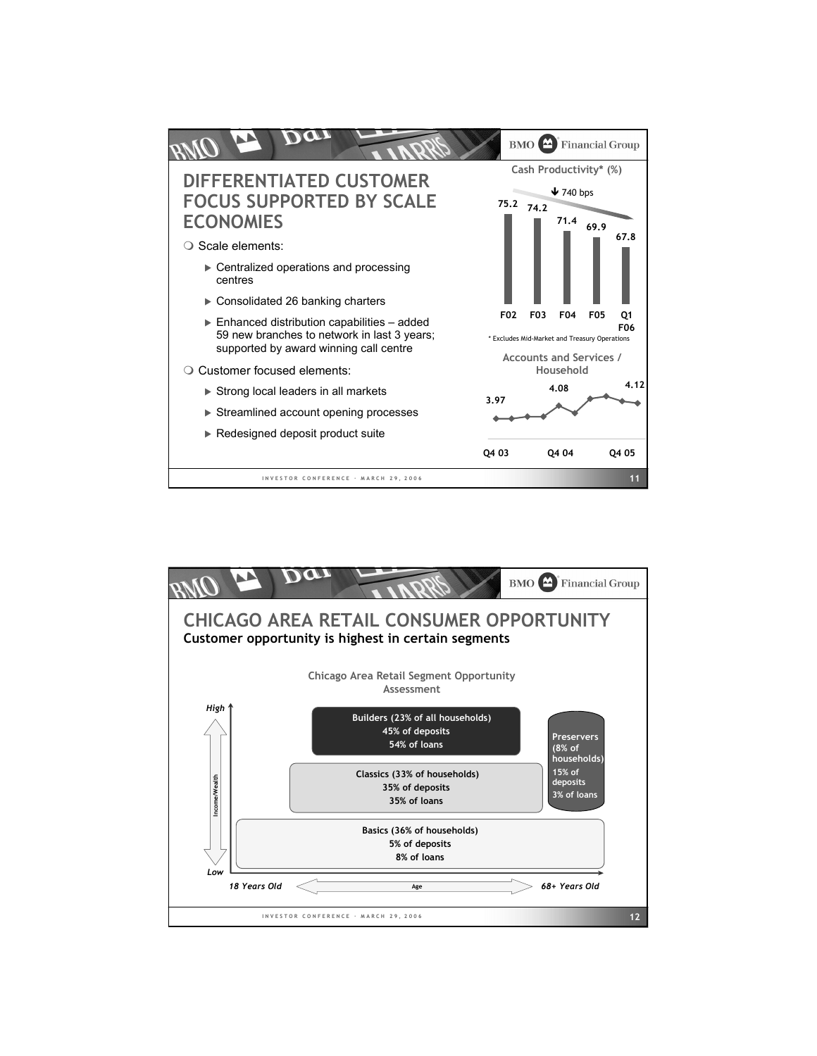# DIFFERENTIATED CUSTOMER FOCUS SUPPORTED BY SCALE ECONOMIES

- Scale elements:
  - Centralized operations and processing centres
  - Consolidated 26 banking charters
  - Enhanced distribution capabilities – added 59 new branches to network in last 3 years; supported by award winning call centre
- Customer focused elements:
  - Strong local leaders in all markets
  - Streamlined account opening processes
  - Redesigned deposit product suite

**Cash Productivity* (%)**

↓ 740 bps

| F02 | F03 | F04 | F05 | Q1 F06 |
|---|---|---|---|---|
| 75.2 | 74.2 | 71.4 | 69.9 | 67.8 |

\* Excludes Mid-Market and Treasury Operations

**Accounts and Services / Household**

Q4 03: 3.97; Q4 04: 4.08; Q4 05: 4.12

# CHICAGO AREA RETAIL CONSUMER OPPORTUNITY

**Customer opportunity is highest in certain segments**

**Chicago Area Retail Segment Opportunity Assessment**

| Segment | Households | Deposits | Loans |
|---|---|---|---|
| Builders | 23% of all households | 45% of deposits | 54% of loans |
| Classics | 33% of households | 35% of deposits | 35% of loans |
| Basics | 36% of households | 5% of deposits | 8% of loans |
| Preservers | 8% of households | 15% of deposits | 3% of loans |

Income/Wealth: Low to High; Age: 18 Years Old to 68+ Years Old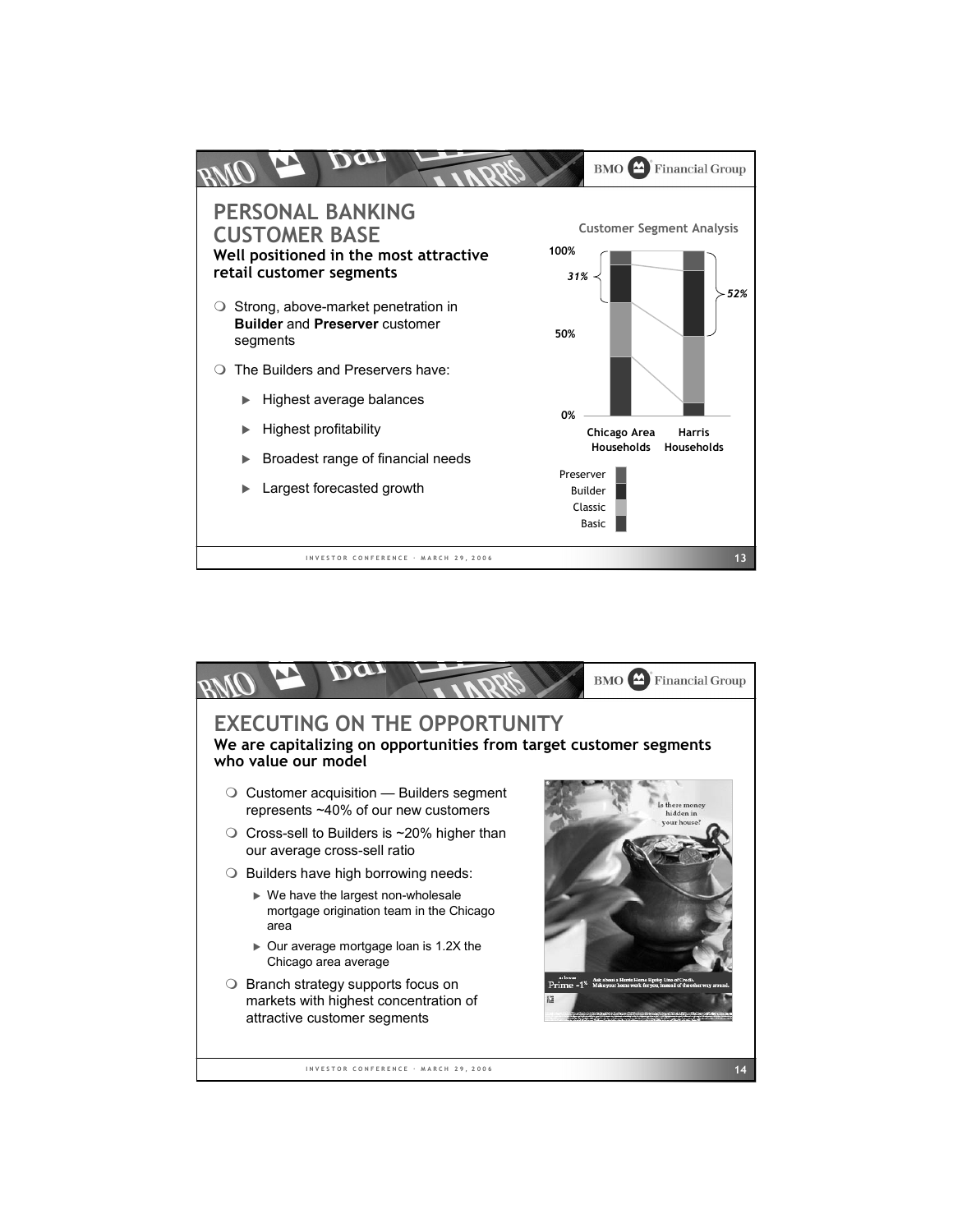## PERSONAL BANKING CUSTOMER BASE

**Well positioned in the most attractive retail customer segments**

- Strong, above-market penetration in **Builder** and **Preserver** customer segments
- The Builders and Preservers have:
  - Highest average balances
  - Highest profitability
  - Broadest range of financial needs
  - Largest forecasted growth

Customer Segment Analysis

100%

*31%*

*52%*

50%

0%

Chicago Area Households | Harris Households

Preserver
Builder
Classic
Basic

## EXECUTING ON THE OPPORTUNITY

**We are capitalizing on opportunities from target customer segments who value our model**

- Customer acquisition — Builders segment represents ~40% of our new customers
- Cross-sell to Builders is ~20% higher than our average cross-sell ratio
- Builders have high borrowing needs:
  - We have the largest non-wholesale mortgage origination team in the Chicago area
  - Our average mortgage loan is 1.2X the Chicago area average
- Branch strategy supports focus on markets with highest concentration of attractive customer segments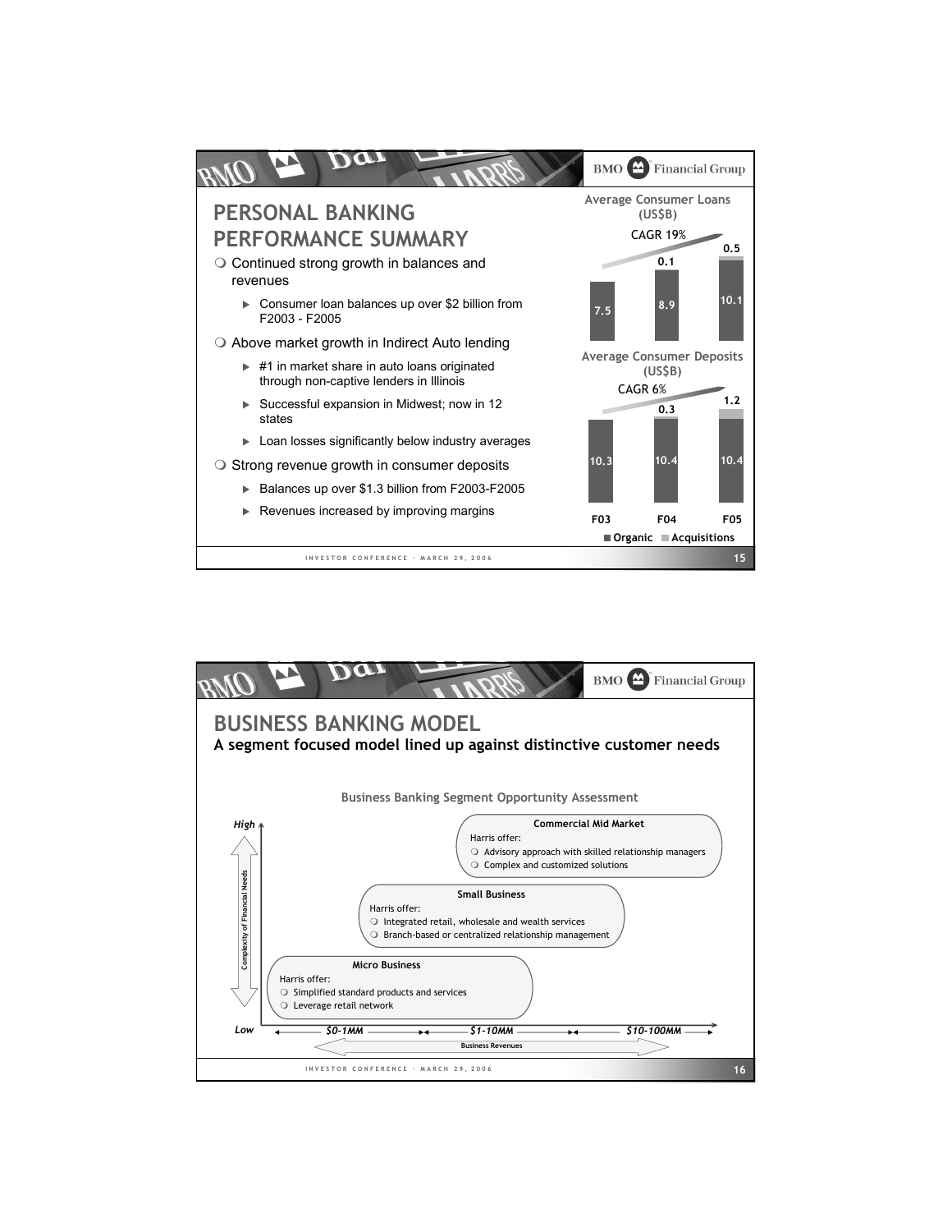# PERSONAL BANKING PERFORMANCE SUMMARY

- Continued strong growth in balances and revenues
  - Consumer loan balances up over $2 billion from F2003 - F2005
- Above market growth in Indirect Auto lending
  - #1 in market share in auto loans originated through non-captive lenders in Illinois
  - Successful expansion in Midwest; now in 12 states
  - Loan losses significantly below industry averages
- Strong revenue growth in consumer deposits
  - Balances up over $1.3 billion from F2003-F2005
  - Revenues increased by improving margins

**Average Consumer Loans (US$B)** — CAGR 19%

| | F03 | F04 | F05 |
|---|---|---|---|
| Organic | 7.5 | 8.9 | 10.1 |
| Acquisitions | | 0.1 | 0.5 |

**Average Consumer Deposits (US$B)** — CAGR 6%

| | F03 | F04 | F05 |
|---|---|---|---|
| Organic | 10.3 | 10.4 | 10.4 |
| Acquisitions | | 0.3 | 1.2 |

# BUSINESS BANKING MODEL

**A segment focused model lined up against distinctive customer needs**

**Business Banking Segment Opportunity Assessment**

(Vertical axis: Complexity of Financial Needs, Low to High; Horizontal axis: Business Revenues)

| Segment | Business Revenues | Harris offer |
|---|---|---|
| Micro Business | $0-1MM | Simplified standard products and services; Leverage retail network |
| Small Business | $1-10MM | Integrated retail, wholesale and wealth services; Branch-based or centralized relationship management |
| Commercial Mid Market | $10-100MM | Advisory approach with skilled relationship managers; Complex and customized solutions |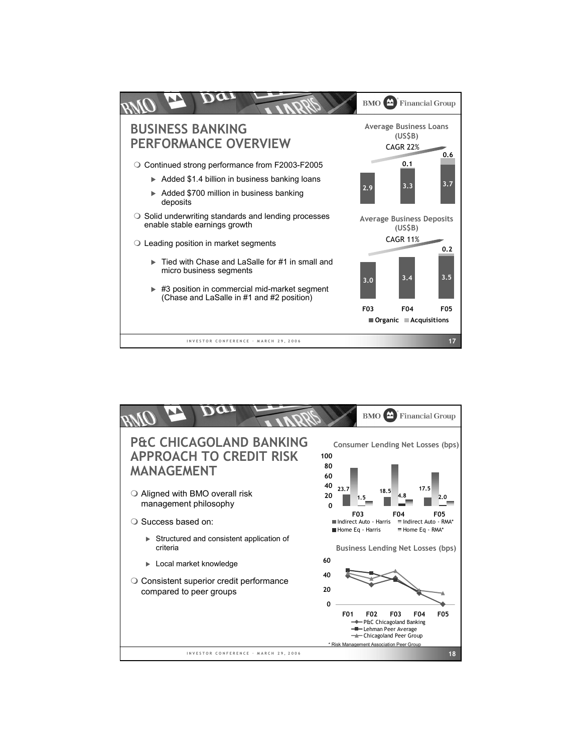# BUSINESS BANKING PERFORMANCE OVERVIEW

- Continued strong performance from F2003-F2005
  - Added $1.4 billion in business banking loans
  - Added $700 million in business banking deposits
- Solid underwriting standards and lending processes enable stable earnings growth
- Leading position in market segments
  - Tied with Chase and LaSalle for #1 in small and micro business segments
  - #3 position in commercial mid-market segment (Chase and LaSalle in #1 and #2 position)

**Average Business Loans (US$B)**

CAGR 22%

| | F03 | F04 | F05 |
|---|---|---|---|
| Organic | 2.9 | 3.3 | 3.7 |
| Acquisitions | | 0.1 | 0.6 |

**Average Business Deposits (US$B)**

CAGR 11%

| | F03 | F04 | F05 |
|---|---|---|---|
| Organic | 3.0 | 3.4 | 3.5 |
| Acquisitions | | | 0.2 |

# P&C CHICAGOLAND BANKING APPROACH TO CREDIT RISK MANAGEMENT

- Aligned with BMO overall risk management philosophy
- Success based on:
  - Structured and consistent application of criteria
  - Local market knowledge
- Consistent superior credit performance compared to peer groups

**Consumer Lending Net Losses (bps)**

| | F03 | F04 | F05 |
|---|---|---|---|
| Indirect Auto - Harris | 23.7 | 18.5 | 17.5 |
| Home Eq - Harris | 1.5 | 4.8 | 2.0 |

Series: Indirect Auto - Harris; Indirect Auto - RMA*; Home Eq - Harris; Home Eq - RMA*

**Business Lending Net Losses (bps)**

Series: P&C Chicagoland Banking; Lehman Peer Average; Chicagoland Peer Group (F01–F05)

\* Risk Management Association Peer Group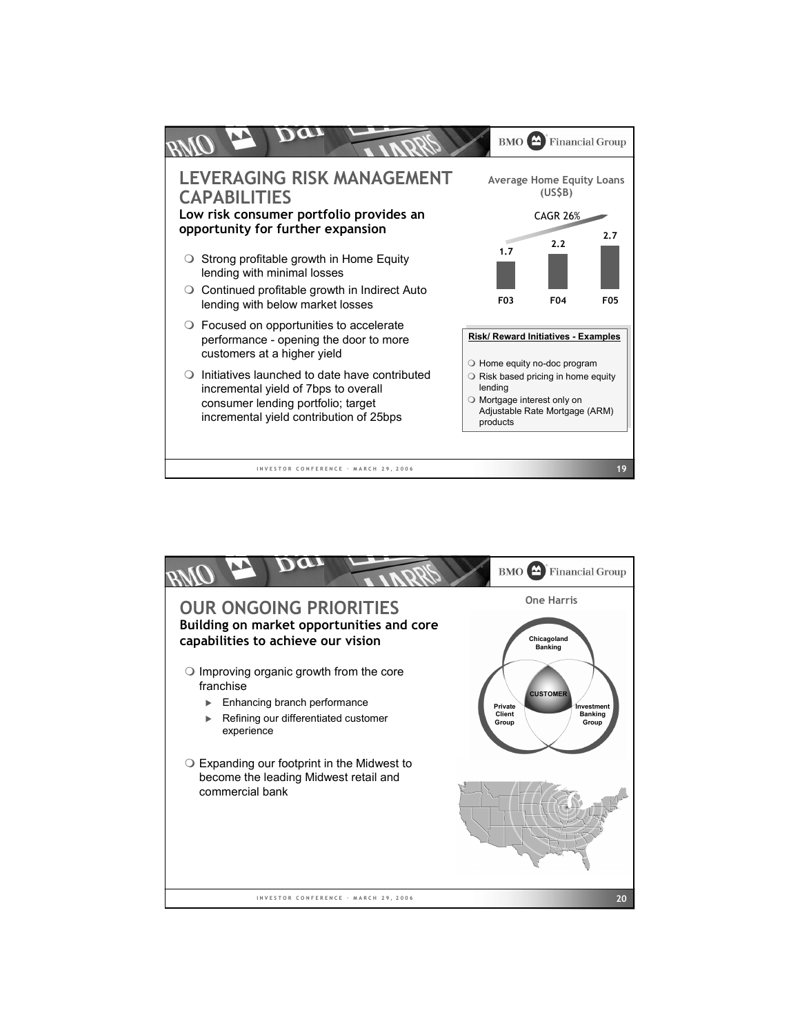# LEVERAGING RISK MANAGEMENT CAPABILITIES

**Low risk consumer portfolio provides an opportunity for further expansion**

- Strong profitable growth in Home Equity lending with minimal losses
- Continued profitable growth in Indirect Auto lending with below market losses
- Focused on opportunities to accelerate performance - opening the door to more customers at a higher yield
- Initiatives launched to date have contributed incremental yield of 7bps to overall consumer lending portfolio; target incremental yield contribution of 25bps

**Average Home Equity Loans (US$B)**

CAGR 26%

| F03 | F04 | F05 |
|---|---|---|
| 1.7 | 2.2 | 2.7 |

**Risk/ Reward Initiatives - Examples**

- Home equity no-doc program
- Risk based pricing in home equity lending
- Mortgage interest only on Adjustable Rate Mortgage (ARM) products

# OUR ONGOING PRIORITIES

**Building on market opportunities and core capabilities to achieve our vision**

- Improving organic growth from the core franchise
  - Enhancing branch performance
  - Refining our differentiated customer experience
- Expanding our footprint in the Midwest to become the leading Midwest retail and commercial bank

**One Harris**

Chicagoland Banking

CUSTOMER

Private Client Group

Investment Banking Group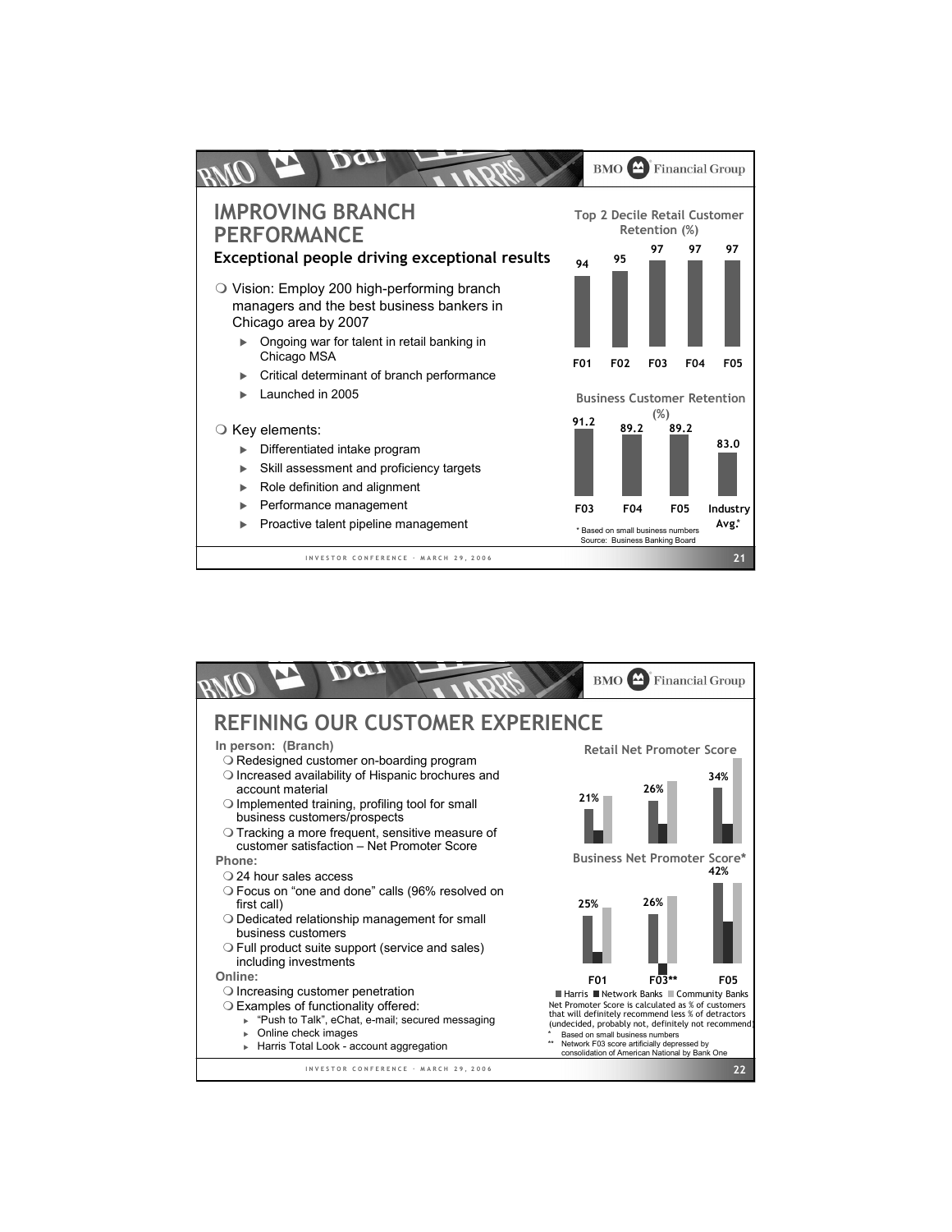## IMPROVING BRANCH PERFORMANCE

### Exceptional people driving exceptional results

- Vision: Employ 200 high-performing branch managers and the best business bankers in Chicago area by 2007
  - Ongoing war for talent in retail banking in Chicago MSA
  - Critical determinant of branch performance
  - Launched in 2005
- Key elements:
  - Differentiated intake program
  - Skill assessment and proficiency targets
  - Role definition and alignment
  - Performance management
  - Proactive talent pipeline management

**Top 2 Decile Retail Customer Retention (%)**

| F01 | F02 | F03 | F04 | F05 |
|---|---|---|---|---|
| 94 | 95 | 97 | 97 | 97 |

**Business Customer Retention (%)**

| F03 | F04 | F05 | Industry Avg.* |
|---|---|---|---|
| 91.2 | 89.2 | 89.2 | 83.0 |

\* Based on small business numbers
Source: Business Banking Board

## REFINING OUR CUSTOMER EXPERIENCE

**In person: (Branch)**

- Redesigned customer on-boarding program
- Increased availability of Hispanic brochures and account material
- Implemented training, profiling tool for small business customers/prospects
- Tracking a more frequent, sensitive measure of customer satisfaction – Net Promoter Score

**Phone:**

- 24 hour sales access
- Focus on "one and done" calls (96% resolved on first call)
- Dedicated relationship management for small business customers
- Full product suite support (service and sales) including investments

**Online:**

- Increasing customer penetration
- Examples of functionality offered:
  - "Push to Talk", eChat, e-mail; secured messaging
  - Online check images
  - Harris Total Look - account aggregation

**Retail Net Promoter Score** (Harris)

| F01 | F03** | F05 |
|---|---|---|
| 21% | 26% | 34% |

**Business Net Promoter Score*** (Harris)

| F01 | F03** | F05 |
|---|---|---|
| 25% | 26% | 42% |

Harris · Network Banks · Community Banks

Net Promoter Score is calculated as % of customers that will definitely recommend less % of detractors (undecided, probably not, definitely not recommend)

\* Based on small business numbers

\** Network F03 score artificially depressed by consolidation of American National by Bank One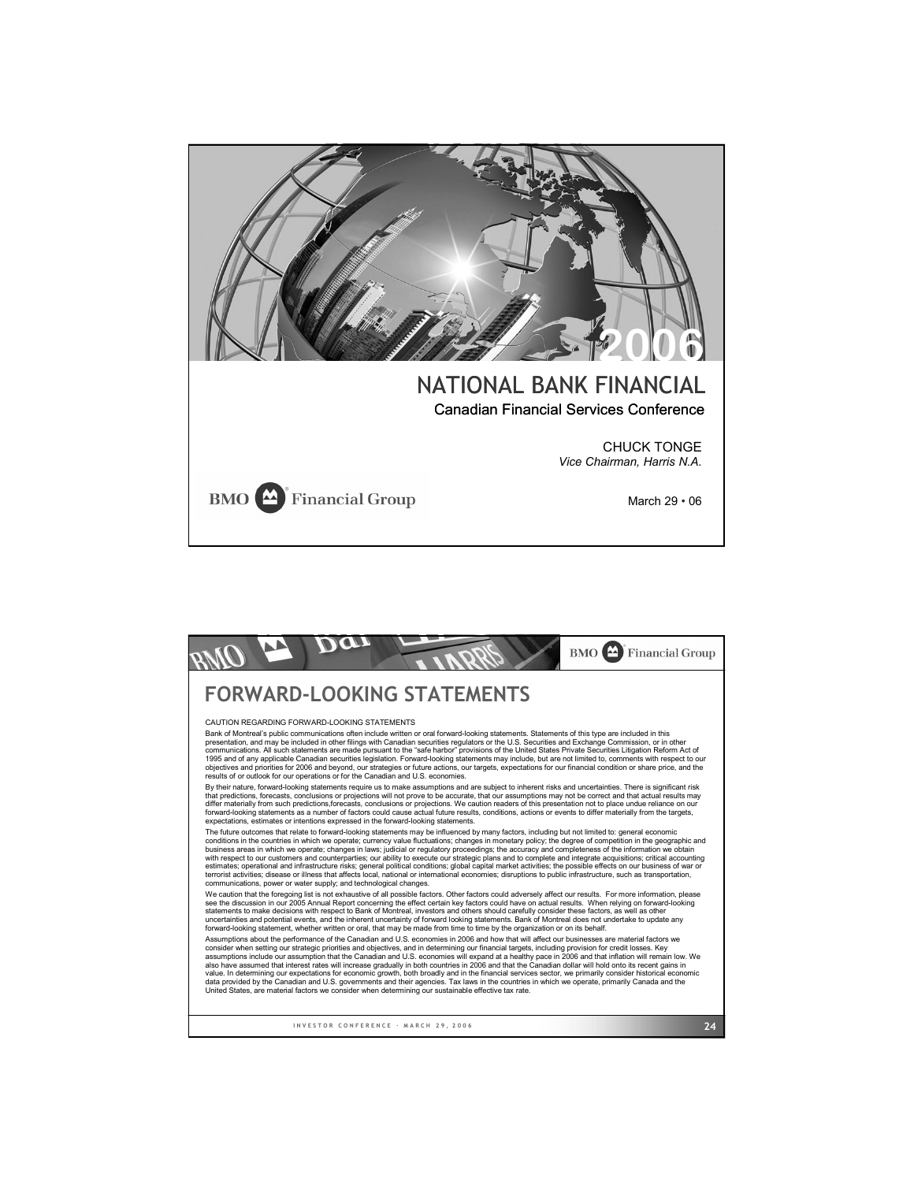# 2006

## NATIONAL BANK FINANCIAL

### Canadian Financial Services Conference

CHUCK TONGE
*Vice Chairman, Harris N.A.*

BMO Financial Group

March 29 • 06

---

BMO Financial Group

## FORWARD-LOOKING STATEMENTS

CAUTION REGARDING FORWARD-LOOKING STATEMENTS

Bank of Montreal's public communications often include written or oral forward-looking statements. Statements of this type are included in this presentation, and may be included in other filings with Canadian securities regulators or the U.S. Securities and Exchange Commission, or in other communications. All such statements are made pursuant to the "safe harbor" provisions of the United States Private Securities Litigation Reform Act of 1995 and of any applicable Canadian securities legislation. Forward-looking statements may include, but are not limited to, comments with respect to our objectives and priorities for 2006 and beyond, our strategies or future actions, our targets, expectations for our financial condition or share price, and the results of or outlook for our operations or for the Canadian and U.S. economies.

By their nature, forward-looking statements require us to make assumptions and are subject to inherent risks and uncertainties. There is significant risk that predictions, forecasts, conclusions or projections will not prove to be accurate, that our assumptions may not be correct and that actual results may differ materially from such predictions,forecasts, conclusions or projections. We caution readers of this presentation not to place undue reliance on our forward-looking statements as a number of factors could cause actual future results, conditions, actions or events to differ materially from the targets, expectations, estimates or intentions expressed in the forward-looking statements.

The future outcomes that relate to forward-looking statements may be influenced by many factors, including but not limited to: general economic conditions in the countries in which we operate; currency value fluctuations; changes in monetary policy; the degree of competition in the geographic and business areas in which we operate; changes in laws; judicial or regulatory proceedings; the accuracy and completeness of the information we obtain with respect to our customers and counterparties; our ability to execute our strategic plans and to complete and integrate acquisitions; critical accounting estimates; operational and infrastructure risks; general political conditions; global capital market activities; the possible effects on our business of war or terrorist activities; disease or illness that affects local, national or international economies; disruptions to public infrastructure, such as transportation, communications, power or water supply; and technological changes.

We caution that the foregoing list is not exhaustive of all possible factors. Other factors could adversely affect our results. For more information, please see the discussion in our 2005 Annual Report concerning the effect certain key factors could have on actual results. When relying on forward-looking statements to make decisions with respect to Bank of Montreal, investors and others should carefully consider these factors, as well as other uncertainties and potential events, and the inherent uncertainty of forward looking statements. Bank of Montreal does not undertake to update any forward-looking statement, whether written or oral, that may be made from time to time by the organization or on its behalf.

Assumptions about the performance of the Canadian and U.S. economies in 2006 and how that will affect our businesses are material factors we consider when setting our strategic priorities and objectives, and in determining our financial targets, including provision for credit losses. Key assumptions include our assumption that the Canadian and U.S. economies will expand at a healthy pace in 2006 and that inflation will remain low. We also have assumed that interest rates will increase gradually in both countries in 2006 and that the Canadian dollar will hold onto its recent gains in value. In determining our expectations for economic growth, both broadly and in the financial services sector, we primarily consider historical economic data provided by the Canadian and U.S. governments and their agencies. Tax laws in the countries in which we operate, primarily Canada and the United States, are material factors we consider when determining our sustainable effective tax rate.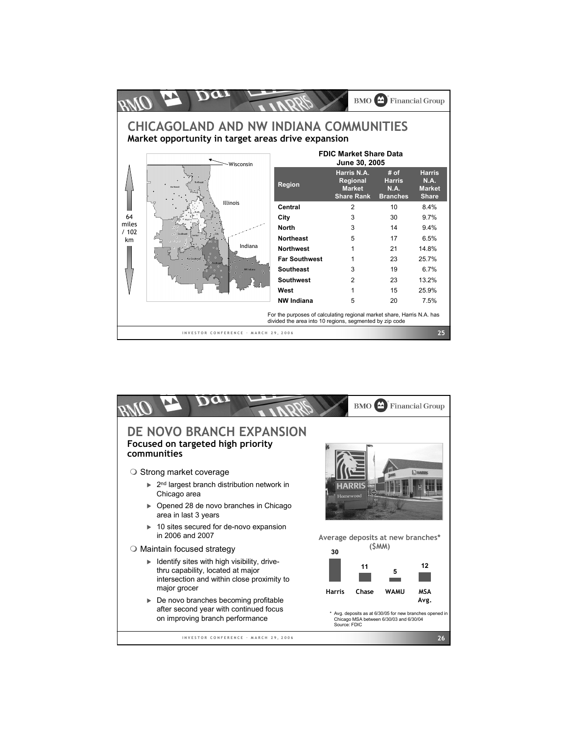# CHICAGOLAND AND NW INDIANA COMMUNITIES

## Market opportunity in target areas drive expansion

64 miles / 102 km

Wisconsin

Illinois

Indiana

**FDIC Market Share Data June 30, 2005**

| Region | Harris N.A. Regional Market Share Rank | # of Harris N.A. Branches | Harris N.A. Market Share |
|---|---|---|---|
| Central | 2 | 10 | 8.4% |
| City | 3 | 30 | 9.7% |
| North | 3 | 14 | 9.4% |
| Northeast | 5 | 17 | 6.5% |
| Northwest | 1 | 21 | 14.8% |
| Far Southwest | 1 | 23 | 25.7% |
| Southeast | 3 | 19 | 6.7% |
| Southwest | 2 | 23 | 13.2% |
| West | 1 | 15 | 25.9% |
| NW Indiana | 5 | 20 | 7.5% |

For the purposes of calculating regional market share, Harris N.A. has divided the area into 10 regions, segmented by zip code

# DE NOVO BRANCH EXPANSION

## Focused on targeted high priority communities

- Strong market coverage
  - 2nd largest branch distribution network in Chicago area
  - Opened 28 de novo branches in Chicago area in last 3 years
  - 10 sites secured for de-novo expansion in 2006 and 2007
- Maintain focused strategy
  - Identify sites with high visibility, drive-thru capability, located at major intersection and within close proximity to major grocer
  - De novo branches becoming profitable after second year with continued focus on improving branch performance

**Average deposits at new branches\* ($MM)**

| Harris | Chase | WAMU | MSA Avg. |
|---|---|---|---|
| 30 | 11 | 5 | 12 |

\* Avg. deposits as at 6/30/05 for new branches opened in Chicago MSA between 6/30/03 and 6/30/04
Source: FDIC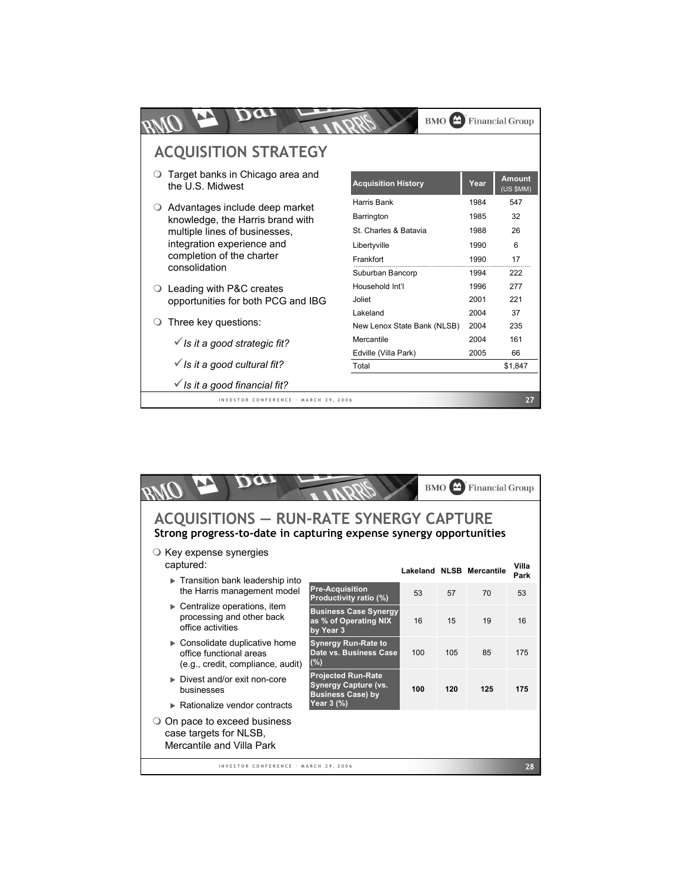# ACQUISITION STRATEGY

- Target banks in Chicago area and the U.S. Midwest
- Advantages include deep market knowledge, the Harris brand with multiple lines of businesses, integration experience and completion of the charter consolidation
- Leading with P&C creates opportunities for both PCG and IBG
- Three key questions:
  - ✓ *Is it a good strategic fit?*
  - ✓ *Is it a good cultural fit?*
  - ✓ *Is it a good financial fit?*

| Acquisition History | Year | Amount (US $MM) |
|---|---|---|
| Harris Bank | 1984 | 547 |
| Barrington | 1985 | 32 |
| St. Charles & Batavia | 1988 | 26 |
| Libertyville | 1990 | 6 |
| Frankfort | 1990 | 17 |
| Suburban Bancorp | 1994 | 222 |
| Household Int'l | 1996 | 277 |
| Joliet | 2001 | 221 |
| Lakeland | 2004 | 37 |
| New Lenox State Bank (NLSB) | 2004 | 235 |
| Mercantile | 2004 | 161 |
| Edville (Villa Park) | 2005 | 66 |
| Total | | $1,847 |

# ACQUISITIONS — RUN-RATE SYNERGY CAPTURE

**Strong progress-to-date in capturing expense synergy opportunities**

- Key expense synergies captured:
  - Transition bank leadership into the Harris management model
  - Centralize operations, item processing and other back office activities
  - Consolidate duplicative home office functional areas (e.g., credit, compliance, audit)
  - Divest and/or exit non-core businesses
  - Rationalize vendor contracts
- On pace to exceed business case targets for NLSB, Mercantile and Villa Park

| | Lakeland | NLSB | Mercantile | Villa Park |
|---|---|---|---|---|
| Pre-Acquisition Productivity ratio (%) | 53 | 57 | 70 | 53 |
| Business Case Synergy as % of Operating NIX by Year 3 | 16 | 15 | 19 | 16 |
| Synergy Run-Rate to Date vs. Business Case (%) | 100 | 105 | 85 | 175 |
| Projected Run-Rate Synergy Capture (vs. Business Case) by Year 3 (%) | **100** | **120** | **125** | **175** |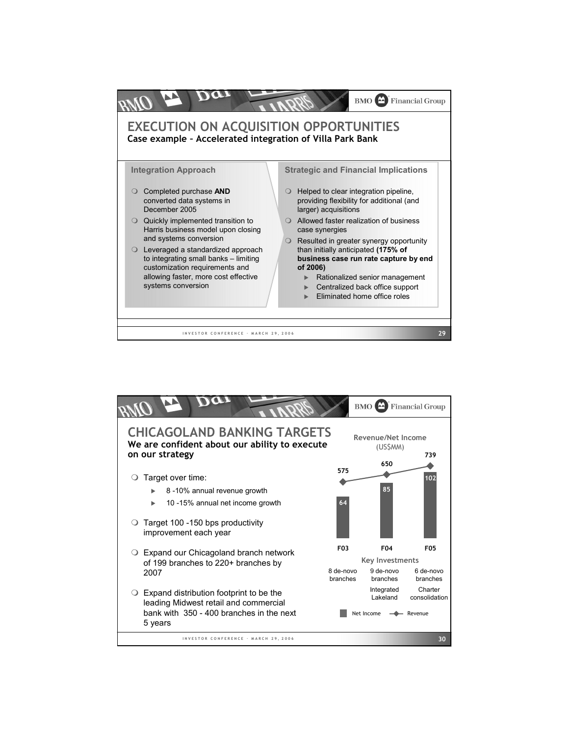# EXECUTION ON ACQUISITION OPPORTUNITIES

**Case example – Accelerated integration of Villa Park Bank**

### Integration Approach

- Completed purchase **AND** converted data systems in December 2005
- Quickly implemented transition to Harris business model upon closing and systems conversion
- Leveraged a standardized approach to integrating small banks – limiting customization requirements and allowing faster, more cost effective systems conversion

### Strategic and Financial Implications

- Helped to clear integration pipeline, providing flexibility for additional (and larger) acquisitions
- Allowed faster realization of business case synergies
- Resulted in greater synergy opportunity than initially anticipated **(175% of business case run rate capture by end of 2006)**
  - Rationalized senior management
  - Centralized back office support
  - Eliminated home office roles

# CHICAGOLAND BANKING TARGETS

**We are confident about our ability to execute on our strategy**

- Target over time:
  - 8 -10% annual revenue growth
  - 10 -15% annual net income growth
- Target 100 -150 bps productivity improvement each year
- Expand our Chicagoland branch network of 199 branches to 220+ branches by 2007
- Expand distribution footprint to be the leading Midwest retail and commercial bank with 350 - 400 branches in the next 5 years

**Revenue/Net Income (US$MM)**

| | F03 | F04 | F05 |
|---|---|---|---|
| Revenue | 575 | 650 | 739 |
| Net Income | 64 | 85 | 102 |

**Key Investments**

| F03 | F04 | F05 |
|---|---|---|
| 8 de-novo branches | 9 de-novo branches | 6 de-novo branches |
| | Integrated Lakeland | Charter consolidation |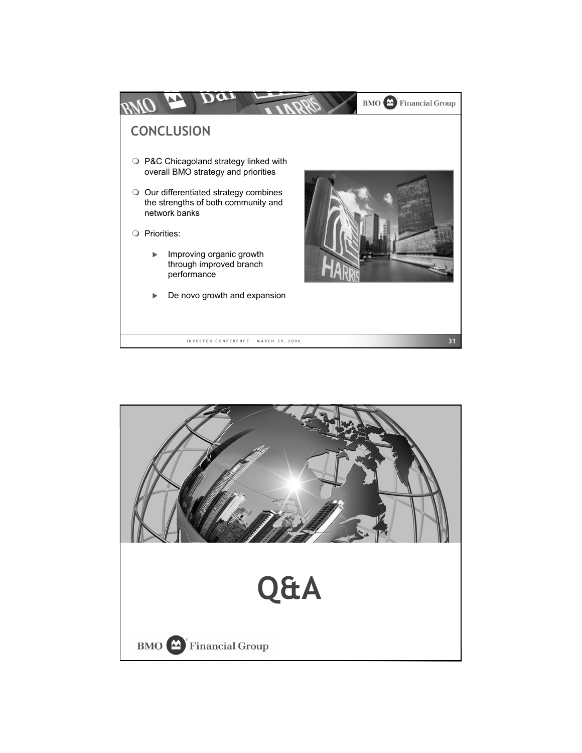## CONCLUSION

- P&C Chicagoland strategy linked with overall BMO strategy and priorities
- Our differentiated strategy combines the strengths of both community and network banks
- Priorities:
  - Improving organic growth through improved branch performance
  - De novo growth and expansion

# Q&A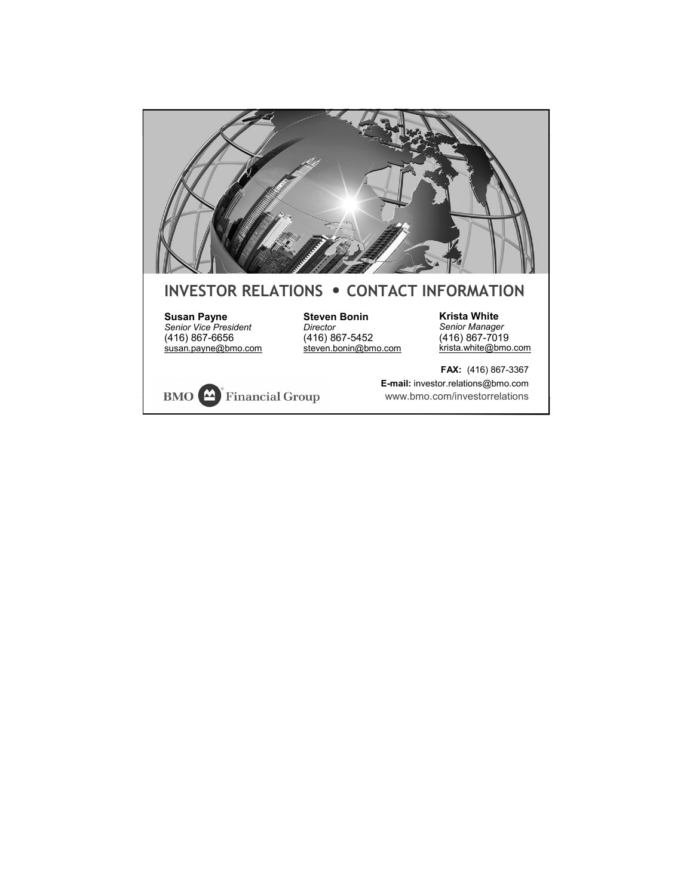## INVESTOR RELATIONS • CONTACT INFORMATION

**Susan Payne**
*Senior Vice President*
(416) 867-6656
susan.payne@bmo.com

**Steven Bonin**
*Director*
(416) 867-5452
steven.bonin@bmo.com

**Krista White**
*Senior Manager*
(416) 867-7019
krista.white@bmo.com

**FAX:** (416) 867-3367

**E-mail:** investor.relations@bmo.com

www.bmo.com/investorrelations

BMO Financial Group